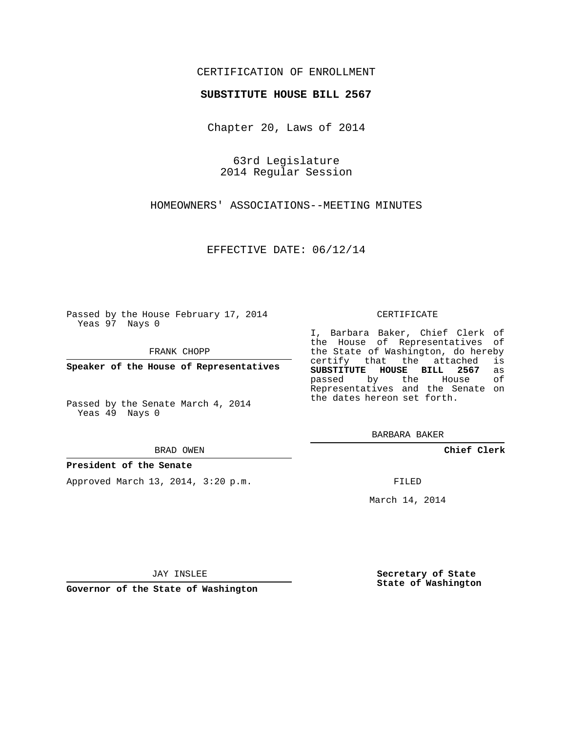CERTIFICATION OF ENROLLMENT

**SUBSTITUTE HOUSE BILL 2567**

Chapter 20, Laws of 2014

63rd Legislature
2014 Regular Session

HOMEOWNERS' ASSOCIATIONS--MEETING MINUTES

EFFECTIVE DATE: 06/12/14

Passed by the House February 17, 2014
Yeas 97 Nays 0

FRANK CHOPP

**Speaker of the House of Representatives**

Passed by the Senate March 4, 2014
Yeas 49 Nays 0

BRAD OWEN

**President of the Senate**

Approved March 13, 2014, 3:20 p.m.

JAY INSLEE

**Governor of the State of Washington**

CERTIFICATE

I, Barbara Baker, Chief Clerk of the House of Representatives of the State of Washington, do hereby certify that the attached is **SUBSTITUTE HOUSE BILL 2567** as passed by the House of Representatives and the Senate on the dates hereon set forth.

BARBARA BAKER

**Chief Clerk**

FILED

March 14, 2014

**Secretary of State**
**State of Washington**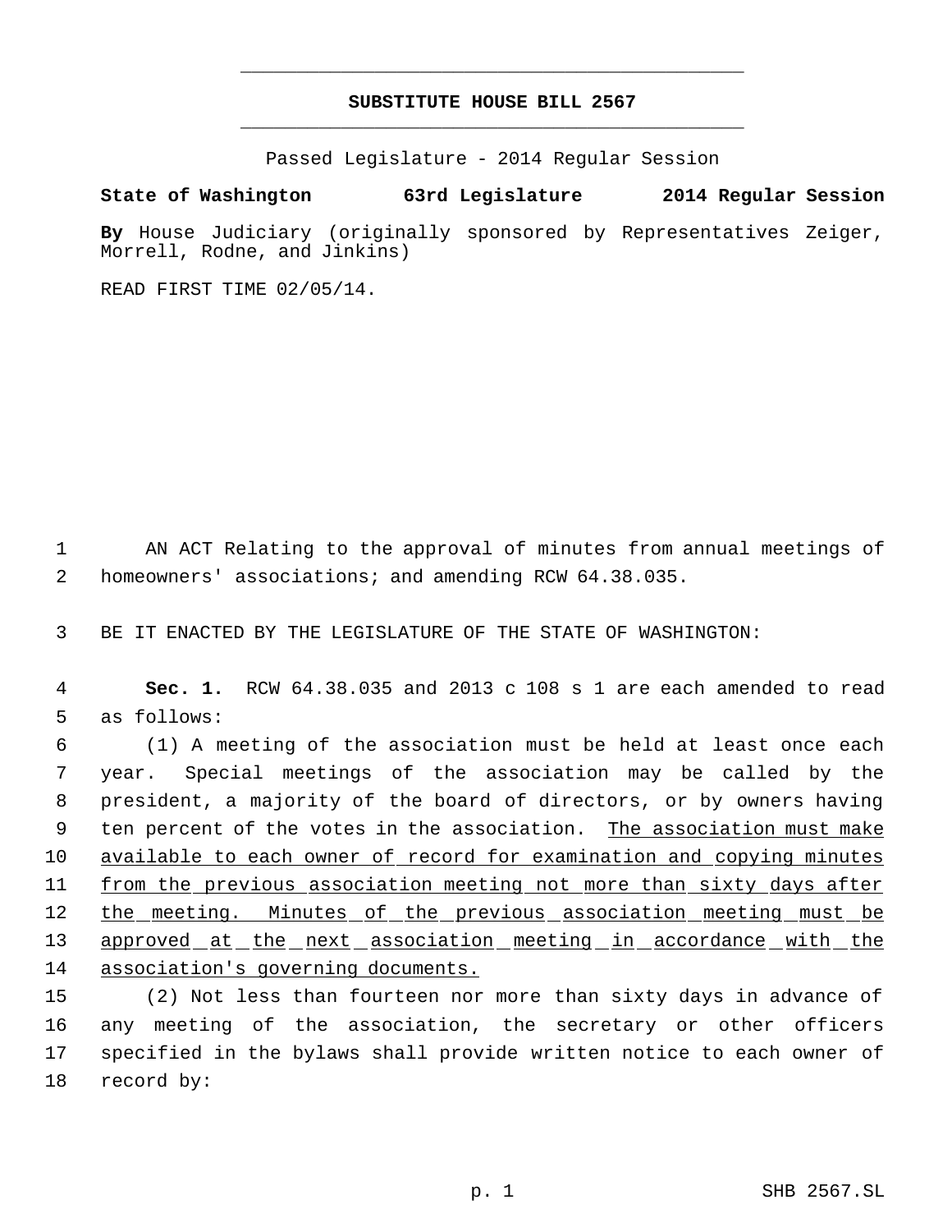# SUBSTITUTE HOUSE BILL 2567

Passed Legislature - 2014 Regular Session

**State of Washington 63rd Legislature 2014 Regular Session**

**By** House Judiciary (originally sponsored by Representatives Zeiger, Morrell, Rodne, and Jinkins)

READ FIRST TIME 02/05/14.

1 AN ACT Relating to the approval of minutes from annual meetings of
2 homeowners' associations; and amending RCW 64.38.035.

3 BE IT ENACTED BY THE LEGISLATURE OF THE STATE OF WASHINGTON:

4 **Sec. 1.** RCW 64.38.035 and 2013 c 108 s 1 are each amended to read
5 as follows:

6 (1) A meeting of the association must be held at least once each
7 year. Special meetings of the association may be called by the
8 president, a majority of the board of directors, or by owners having
9 ten percent of the votes in the association. <u>The association must make</u>
10 <u>available to each owner of record for examination and copying minutes</u>
11 <u>from the previous association meeting not more than sixty days after</u>
12 <u>the meeting. Minutes of the previous association meeting must be</u>
13 <u>approved at the next association meeting in accordance with the</u>
14 <u>association's governing documents.</u>

15 (2) Not less than fourteen nor more than sixty days in advance of
16 any meeting of the association, the secretary or other officers
17 specified in the bylaws shall provide written notice to each owner of
18 record by: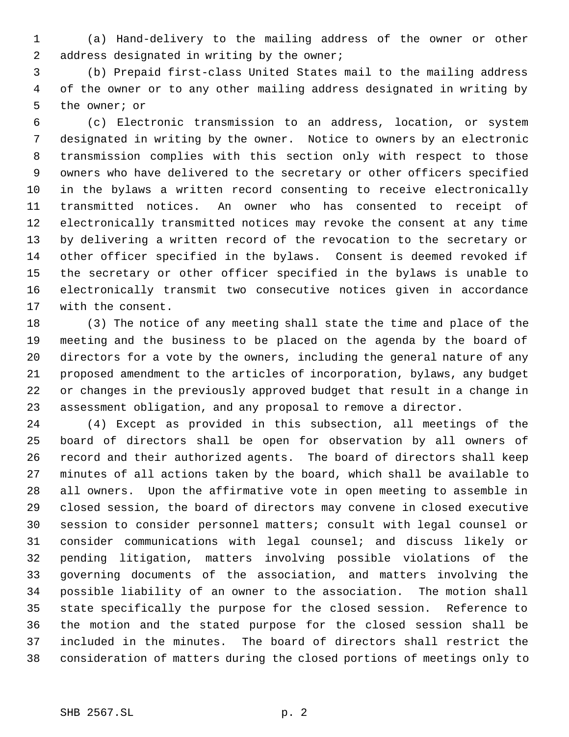(a) Hand-delivery to the mailing address of the owner or other address designated in writing by the owner;

(b) Prepaid first-class United States mail to the mailing address of the owner or to any other mailing address designated in writing by the owner; or

(c) Electronic transmission to an address, location, or system designated in writing by the owner. Notice to owners by an electronic transmission complies with this section only with respect to those owners who have delivered to the secretary or other officers specified in the bylaws a written record consenting to receive electronically transmitted notices. An owner who has consented to receipt of electronically transmitted notices may revoke the consent at any time by delivering a written record of the revocation to the secretary or other officer specified in the bylaws. Consent is deemed revoked if the secretary or other officer specified in the bylaws is unable to electronically transmit two consecutive notices given in accordance with the consent.

(3) The notice of any meeting shall state the time and place of the meeting and the business to be placed on the agenda by the board of directors for a vote by the owners, including the general nature of any proposed amendment to the articles of incorporation, bylaws, any budget or changes in the previously approved budget that result in a change in assessment obligation, and any proposal to remove a director.

(4) Except as provided in this subsection, all meetings of the board of directors shall be open for observation by all owners of record and their authorized agents. The board of directors shall keep minutes of all actions taken by the board, which shall be available to all owners. Upon the affirmative vote in open meeting to assemble in closed session, the board of directors may convene in closed executive session to consider personnel matters; consult with legal counsel or consider communications with legal counsel; and discuss likely or pending litigation, matters involving possible violations of the governing documents of the association, and matters involving the possible liability of an owner to the association. The motion shall state specifically the purpose for the closed session. Reference to the motion and the stated purpose for the closed session shall be included in the minutes. The board of directors shall restrict the consideration of matters during the closed portions of meetings only to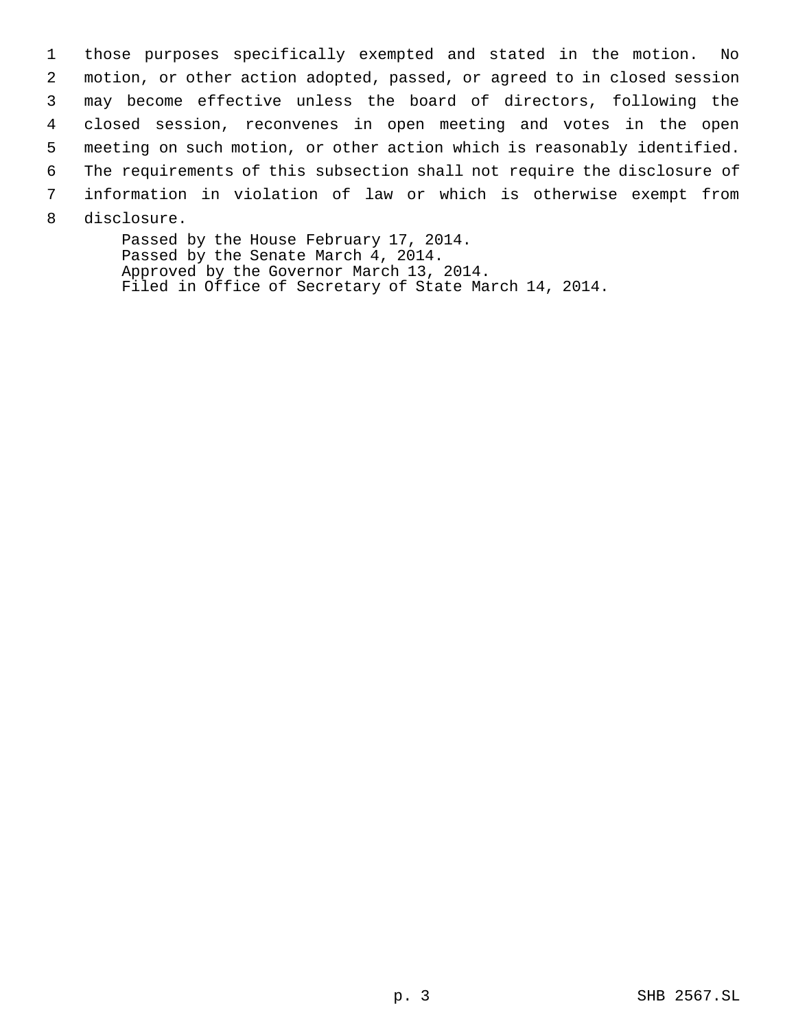those purposes specifically exempted and stated in the motion. No motion, or other action adopted, passed, or agreed to in closed session may become effective unless the board of directors, following the closed session, reconvenes in open meeting and votes in the open meeting on such motion, or other action which is reasonably identified. The requirements of this subsection shall not require the disclosure of information in violation of law or which is otherwise exempt from disclosure.

Passed by the House February 17, 2014.
Passed by the Senate March 4, 2014.
Approved by the Governor March 13, 2014.
Filed in Office of Secretary of State March 14, 2014.